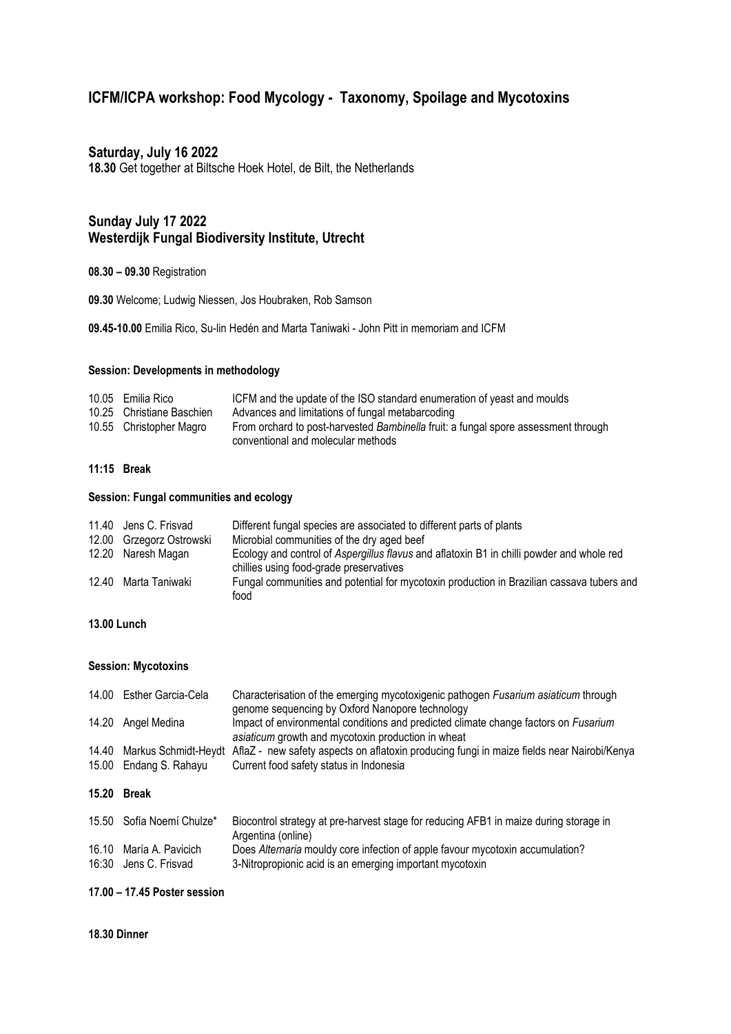# ICFM/ICPA workshop: Food Mycology - Taxonomy, Spoilage and Mycotoxins

## Saturday, July 16 2022

**18.30** Get together at Biltsche Hoek Hotel, de Bilt, the Netherlands

## Sunday July 17 2022
## Westerdijk Fungal Biodiversity Institute, Utrecht

**08.30 – 09.30** Registration

**09.30** Welcome; Ludwig Niessen, Jos Houbraken, Rob Samson

**09.45-10.00** Emilia Rico, Su-lin Hedén and Marta Taniwaki - John Pitt in memoriam and ICFM

### Session: Developments in methodology

| | | |
|---|---|---|
| 10.05 | Emilia Rico | ICFM and the update of the ISO standard enumeration of yeast and moulds |
| 10.25 | Christiane Baschien | Advances and limitations of fungal metabarcoding |
| 10.55 | Christopher Magro | From orchard to post-harvested *Bambinella* fruit: a fungal spore assessment through conventional and molecular methods |

**11:15 Break**

### Session: Fungal communities and ecology

| | | |
|---|---|---|
| 11.40 | Jens C. Frisvad | Different fungal species are associated to different parts of plants |
| 12.00 | Grzegorz Ostrowski | Microbial communities of the dry aged beef |
| 12.20 | Naresh Magan | Ecology and control of *Aspergillus flavus* and aflatoxin B1 in chilli powder and whole red chillies using food-grade preservatives |
| 12.40 | Marta Taniwaki | Fungal communities and potential for mycotoxin production in Brazilian cassava tubers and food |

**13.00 Lunch**

### Session: Mycotoxins

| | | |
|---|---|---|
| 14.00 | Esther Garcia-Cela | Characterisation of the emerging mycotoxigenic pathogen *Fusarium asiaticum* through genome sequencing by Oxford Nanopore technology |
| 14.20 | Angel Medina | Impact of environmental conditions and predicted climate change factors on *Fusarium asiaticum* growth and mycotoxin production in wheat |
| 14.40 | Markus Schmidt-Heydt | AflaZ - new safety aspects on aflatoxin producing fungi in maize fields near Nairobi/Kenya |
| 15.00 | Endang S. Rahayu | Current food safety status in Indonesia |

**15.20 Break**

| | | |
|---|---|---|
| 15.50 | Sofía Noemí Chulze* | Biocontrol strategy at pre-harvest stage for reducing AFB1 in maize during storage in Argentina (online) |
| 16.10 | María A. Pavicich | Does *Alternaria* mouldy core infection of apple favour mycotoxin accumulation? |
| 16:30 | Jens C. Frisvad | 3-Nitropropionic acid is an emerging important mycotoxin |

**17.00 – 17.45 Poster session**

**18.30 Dinner**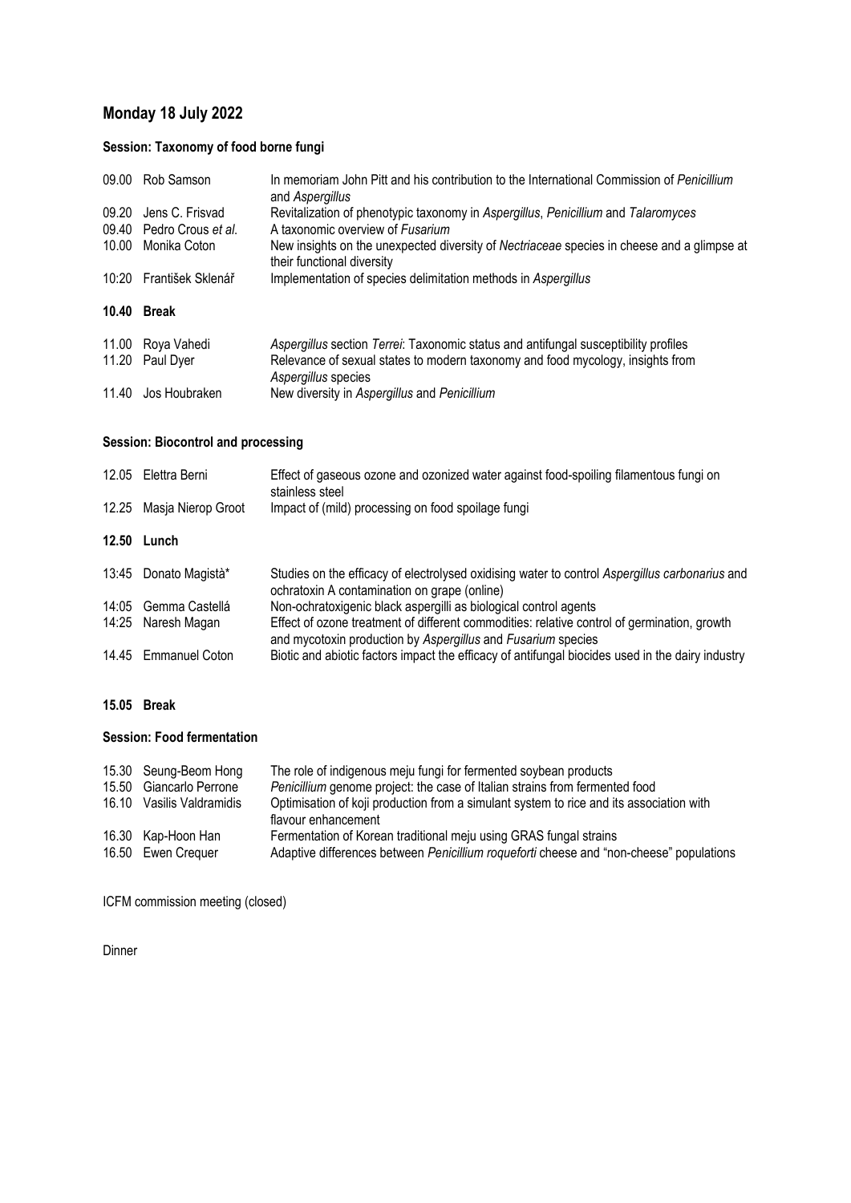## Monday 18 July 2022

### Session: Taxonomy of food borne fungi

| | | |
|---|---|---|
| 09.00 | Rob Samson | In memoriam John Pitt and his contribution to the International Commission of *Penicillium* and *Aspergillus* |
| 09.20 | Jens C. Frisvad | Revitalization of phenotypic taxonomy in *Aspergillus*, *Penicillium* and *Talaromyces* |
| 09.40 | Pedro Crous *et al.* | A taxonomic overview of *Fusarium* |
| 10.00 | Monika Coton | New insights on the unexpected diversity of *Nectriaceae* species in cheese and a glimpse at their functional diversity |
| 10:20 | František Sklenář | Implementation of species delimitation methods in *Aspergillus* |
| **10.40** | **Break** | |
| 11.00 | Roya Vahedi | *Aspergillus* section *Terrei*: Taxonomic status and antifungal susceptibility profiles |
| 11.20 | Paul Dyer | Relevance of sexual states to modern taxonomy and food mycology, insights from *Aspergillus* species |
| 11.40 | Jos Houbraken | New diversity in *Aspergillus* and *Penicillium* |

### Session: Biocontrol and processing

| | | |
|---|---|---|
| 12.05 | Elettra Berni | Effect of gaseous ozone and ozonized water against food-spoiling filamentous fungi on stainless steel |
| 12.25 | Masja Nierop Groot | Impact of (mild) processing on food spoilage fungi |
| **12.50** | **Lunch** | |
| 13:45 | Donato Magistà* | Studies on the efficacy of electrolysed oxidising water to control *Aspergillus carbonarius* and ochratoxin A contamination on grape (online) |
| 14:05 | Gemma Castellá | Non-ochratoxigenic black aspergilli as biological control agents |
| 14:25 | Naresh Magan | Effect of ozone treatment of different commodities: relative control of germination, growth and mycotoxin production by *Aspergillus* and *Fusarium* species |
| 14.45 | Emmanuel Coton | Biotic and abiotic factors impact the efficacy of antifungal biocides used in the dairy industry |

**15.05 Break**

### Session: Food fermentation

| | | |
|---|---|---|
| 15.30 | Seung-Beom Hong | The role of indigenous meju fungi for fermented soybean products |
| 15.50 | Giancarlo Perrone | *Penicillium* genome project: the case of Italian strains from fermented food |
| 16.10 | Vasilis Valdramidis | Optimisation of koji production from a simulant system to rice and its association with flavour enhancement |
| 16.30 | Kap-Hoon Han | Fermentation of Korean traditional meju using GRAS fungal strains |
| 16.50 | Ewen Crequer | Adaptive differences between *Penicillium roqueforti* cheese and "non-cheese" populations |

ICFM commission meeting (closed)

Dinner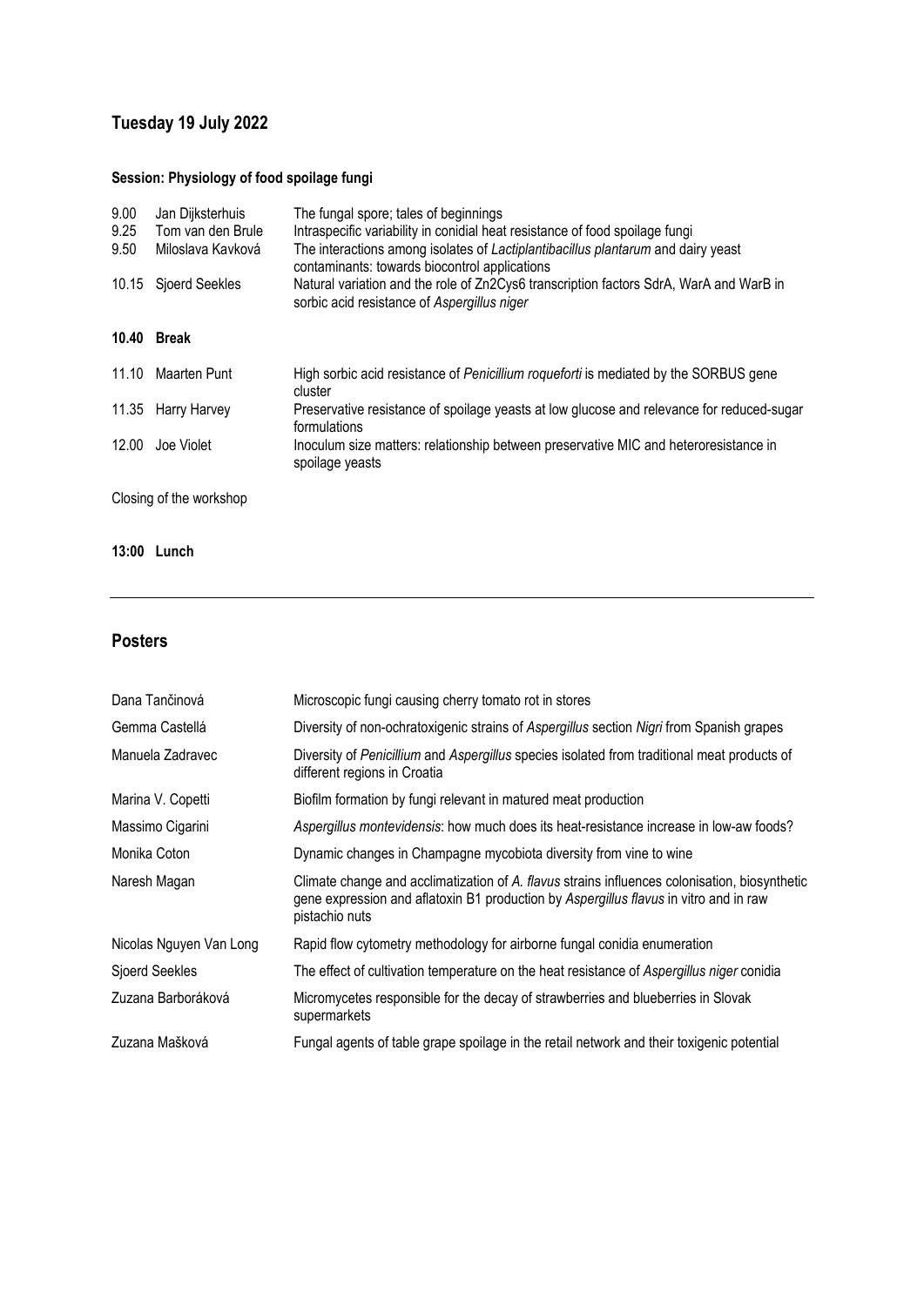## Tuesday 19 July 2022

### Session: Physiology of food spoilage fungi

| | | |
|---|---|---|
| 9.00 | Jan Dijksterhuis | The fungal spore; tales of beginnings |
| 9.25 | Tom van den Brule | Intraspecific variability in conidial heat resistance of food spoilage fungi |
| 9.50 | Miloslava Kavková | The interactions among isolates of *Lactiplantibacillus plantarum* and dairy yeast contaminants: towards biocontrol applications |
| 10.15 | Sjoerd Seekles | Natural variation and the role of Zn2Cys6 transcription factors SdrA, WarA and WarB in sorbic acid resistance of *Aspergillus niger* |
| **10.40** | **Break** | |
| 11.10 | Maarten Punt | High sorbic acid resistance of *Penicillium roqueforti* is mediated by the SORBUS gene cluster |
| 11.35 | Harry Harvey | Preservative resistance of spoilage yeasts at low glucose and relevance for reduced-sugar formulations |
| 12.00 | Joe Violet | Inoculum size matters: relationship between preservative MIC and heteroresistance in spoilage yeasts |

Closing of the workshop

**13:00 Lunch**

---

## Posters

| | |
|---|---|
| Dana Tančinová | Microscopic fungi causing cherry tomato rot in stores |
| Gemma Castellá | Diversity of non-ochratoxigenic strains of *Aspergillus* section *Nigri* from Spanish grapes |
| Manuela Zadravec | Diversity of *Penicillium* and *Aspergillus* species isolated from traditional meat products of different regions in Croatia |
| Marina V. Copetti | Biofilm formation by fungi relevant in matured meat production |
| Massimo Cigarini | *Aspergillus montevidensis*: how much does its heat-resistance increase in low-aw foods? |
| Monika Coton | Dynamic changes in Champagne mycobiota diversity from vine to wine |
| Naresh Magan | Climate change and acclimatization of *A. flavus* strains influences colonisation, biosynthetic gene expression and aflatoxin B1 production by *Aspergillus flavus* in vitro and in raw pistachio nuts |
| Nicolas Nguyen Van Long | Rapid flow cytometry methodology for airborne fungal conidia enumeration |
| Sjoerd Seekles | The effect of cultivation temperature on the heat resistance of *Aspergillus niger* conidia |
| Zuzana Barboráková | Micromycetes responsible for the decay of strawberries and blueberries in Slovak supermarkets |
| Zuzana Mašková | Fungal agents of table grape spoilage in the retail network and their toxigenic potential |